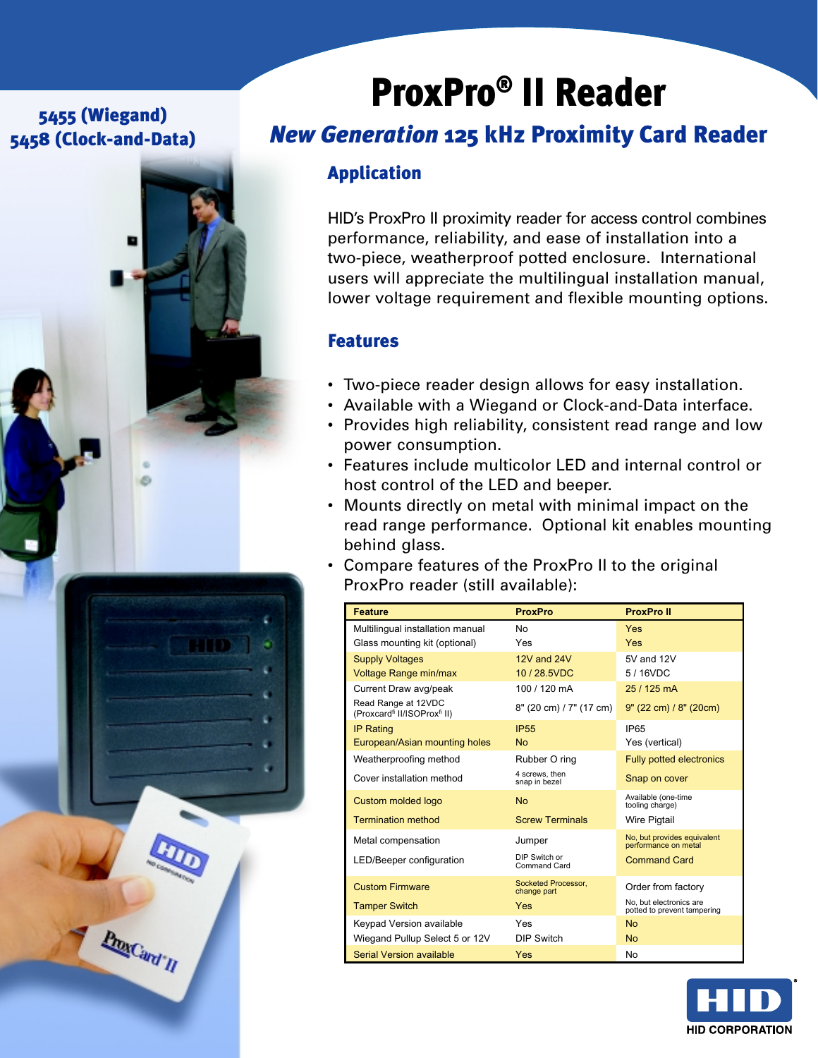5455 (Wiegand)
5458 (Clock-and-Data)

# ProxPro® II Reader

## *New Generation* 125 kHz Proximity Card Reader

### Application

HID's ProxPro II proximity reader for access control combines performance, reliability, and ease of installation into a two-piece, weatherproof potted enclosure. International users will appreciate the multilingual installation manual, lower voltage requirement and flexible mounting options.

### Features

- Two-piece reader design allows for easy installation.
- Available with a Wiegand or Clock-and-Data interface.
- Provides high reliability, consistent read range and low power consumption.
- Features include multicolor LED and internal control or host control of the LED and beeper.
- Mounts directly on metal with minimal impact on the read range performance. Optional kit enables mounting behind glass.
- Compare features of the ProxPro II to the original ProxPro reader (still available):

| Feature | ProxPro | ProxPro II |
|---|---|---|
| Multilingual installation manual | No | Yes |
| Glass mounting kit (optional) | Yes | Yes |
| Supply Voltages | 12V and 24V | 5V and 12V |
| Voltage Range min/max | 10 / 28.5VDC | 5 / 16VDC |
| Current Draw avg/peak | 100 / 120 mA | 25 / 125 mA |
| Read Range at 12VDC (Proxcard® II/ISOProx® II) | 8" (20 cm) / 7" (17 cm) | 9" (22 cm) / 8" (20cm) |
| IP Rating | IP55 | IP65 |
| European/Asian mounting holes | No | Yes (vertical) |
| Weatherproofing method | Rubber O ring | Fully potted electronics |
| Cover installation method | 4 screws, then snap in bezel | Snap on cover |
| Custom molded logo | No | Available (one-time tooling charge) |
| Termination method | Screw Terminals | Wire Pigtail |
| Metal compensation | Jumper | No, but provides equivalent performance on metal |
| LED/Beeper configuration | DIP Switch or Command Card | Command Card |
| Custom Firmware | Socketed Processor, change part | Order from factory |
| Tamper Switch | Yes | No, but electronics are potted to prevent tampering |
| Keypad Version available | Yes | No |
| Wiegand Pullup Select 5 or 12V | DIP Switch | No |
| Serial Version available | Yes | No |

HID CORPORATION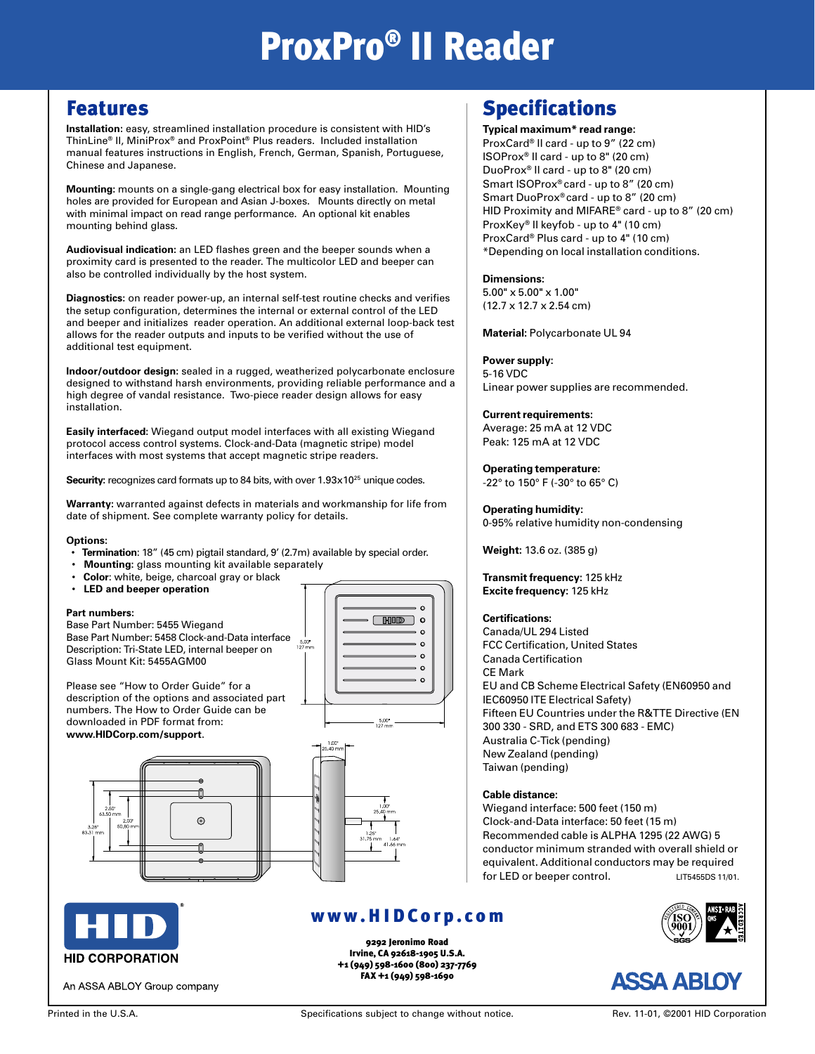# ProxPro® II Reader

## Features

**Installation:** easy, streamlined installation procedure is consistent with HID's ThinLine® II, MiniProx® and ProxPoint® Plus readers. Included installation manual features instructions in English, French, German, Spanish, Portuguese, Chinese and Japanese.

**Mounting:** mounts on a single-gang electrical box for easy installation. Mounting holes are provided for European and Asian J-boxes. Mounts directly on metal with minimal impact on read range performance. An optional kit enables mounting behind glass.

**Audiovisual indication:** an LED flashes green and the beeper sounds when a proximity card is presented to the reader. The multicolor LED and beeper can also be controlled individually by the host system.

**Diagnostics:** on reader power-up, an internal self-test routine checks and verifies the setup configuration, determines the internal or external control of the LED and beeper and initializes reader operation. An additional external loop-back test allows for the reader outputs and inputs to be verified without the use of additional test equipment.

**Indoor/outdoor design:** sealed in a rugged, weatherized polycarbonate enclosure designed to withstand harsh environments, providing reliable performance and a high degree of vandal resistance. Two-piece reader design allows for easy installation.

**Easily interfaced:** Wiegand output model interfaces with all existing Wiegand protocol access control systems. Clock-and-Data (magnetic stripe) model interfaces with most systems that accept magnetic stripe readers.

**Security:** recognizes card formats up to 84 bits, with over $1.93 \times 10^{25}$ unique codes.

**Warranty:** warranted against defects in materials and workmanship for life from date of shipment. See complete warranty policy for details.

**Options:**

- **Termination**: 18" (45 cm) pigtail standard, 9' (2.7m) available by special order.
- **Mounting:** glass mounting kit available separately
- **Color**: white, beige, charcoal gray or black
- **LED and beeper operation**

**Part numbers:**
Base Part Number: 5455 Wiegand
Base Part Number: 5458 Clock-and-Data interface
Description: Tri-State LED, internal beeper on
Glass Mount Kit: 5455AGM00

Please see "How to Order Guide" for a description of the options and associated part numbers. The How to Order Guide can be downloaded in PDF format from: **www.HIDCorp.com/support**.

5.00"
127 mm

5.00"
127 mm

1.00"
25.40 mm

2.50"
63.50 mm

2.00"
50.80 mm

3.28"
83.31 mm

1.00"
25.40 mm

1.25"
31.75 mm

1.64"
41.66 mm

## Specifications

**Typical maximum* read range:**
ProxCard® II card - up to 9" (22 cm)
ISOProx® II card - up to 8" (20 cm)
DuoProx® II card - up to 8" (20 cm)
Smart ISOProx® card - up to 8" (20 cm)
Smart DuoProx® card - up to 8" (20 cm)
HID Proximity and MIFARE® card - up to 8" (20 cm)
ProxKey® II keyfob - up to 4" (10 cm)
ProxCard® Plus card - up to 4" (10 cm)
*Depending on local installation conditions.

**Dimensions:**
5.00" x 5.00" x 1.00"
(12.7 x 12.7 x 2.54 cm)

**Material:** Polycarbonate UL 94

**Power supply:**
5-16 VDC
Linear power supplies are recommended.

**Current requirements:**
Average: 25 mA at 12 VDC
Peak: 125 mA at 12 VDC

**Operating temperature:**
-22° to 150° F (-30° to 65° C)

**Operating humidity:**
0-95% relative humidity non-condensing

**Weight:** 13.6 oz. (385 g)

**Transmit frequency:** 125 kHz
**Excite frequency:** 125 kHz

**Certifications:**
Canada/UL 294 Listed
FCC Certification, United States
Canada Certification
CE Mark
EU and CB Scheme Electrical Safety (EN60950 and IEC60950 ITE Electrical Safety)
Fifteen EU Countries under the R&TTE Directive (EN 300 330 - SRD, and ETS 300 683 - EMC)
Australia C-Tick (pending)
New Zealand (pending)
Taiwan (pending)

**Cable distance:**
Wiegand interface: 500 feet (150 m)
Clock-and-Data interface: 50 feet (15 m)
Recommended cable is ALPHA 1295 (22 AWG) 5 conductor minimum stranded with overall shield or equivalent. Additional conductors may be required for LED or beeper control.

LIT5455DS 11/01.

HID CORPORATION

An ASSA ABLOY Group company

**www.HIDCorp.com**

**9292 Jeronimo Road**
**Irvine, CA 92618-1905 U.S.A.**
**+1 (949) 598-1600 (800) 237-7769**
**FAX +1 (949) 598-1690**

ASSA ABLOY

Printed in the U.S.A.

Specifications subject to change without notice.

Rev. 11-01, ©2001 HID Corporation